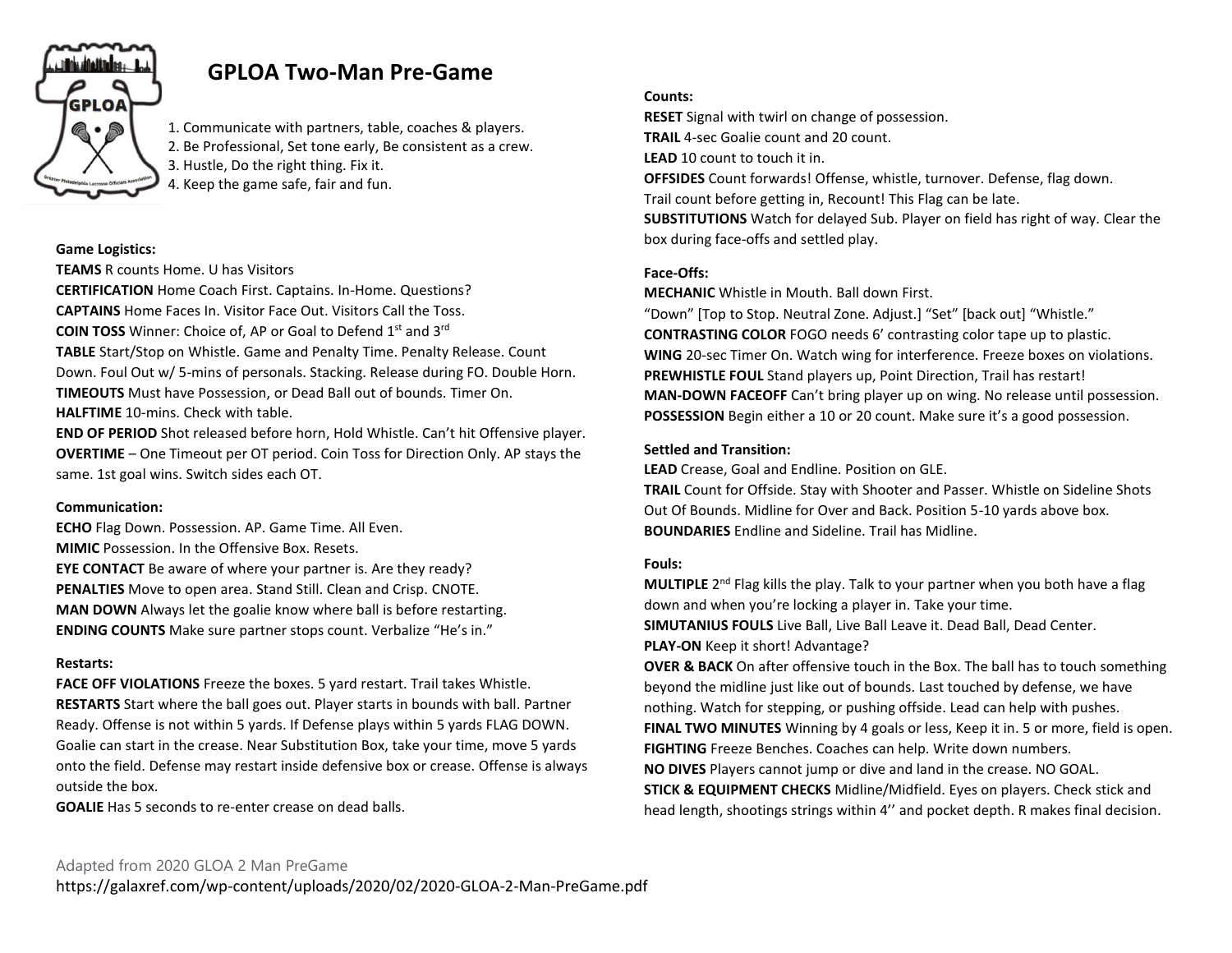# GPLOA Two-Man Pre-Game

1. Communicate with partners, table, coaches & players.
2. Be Professional, Set tone early, Be consistent as a crew.
3. Hustle, Do the right thing. Fix it.
4. Keep the game safe, fair and fun.

**Game Logistics:**

**TEAMS** R counts Home. U has Visitors

**CERTIFICATION** Home Coach First. Captains. In-Home. Questions?

**CAPTAINS** Home Faces In. Visitor Face Out. Visitors Call the Toss.

**COIN TOSS** Winner: Choice of, AP or Goal to Defend 1st and 3rd

**TABLE** Start/Stop on Whistle. Game and Penalty Time. Penalty Release. Count Down. Foul Out w/ 5-mins of personals. Stacking. Release during FO. Double Horn.

**TIMEOUTS** Must have Possession, or Dead Ball out of bounds. Timer On.

**HALFTIME** 10-mins. Check with table.

**END OF PERIOD** Shot released before horn, Hold Whistle. Can't hit Offensive player.

**OVERTIME** – One Timeout per OT period. Coin Toss for Direction Only. AP stays the same. 1st goal wins. Switch sides each OT.

**Communication:**

**ECHO** Flag Down. Possession. AP. Game Time. All Even.

**MIMIC** Possession. In the Offensive Box. Resets.

**EYE CONTACT** Be aware of where your partner is. Are they ready?

**PENALTIES** Move to open area. Stand Still. Clean and Crisp. CNOTE.

**MAN DOWN** Always let the goalie know where ball is before restarting.

**ENDING COUNTS** Make sure partner stops count. Verbalize "He's in."

**Restarts:**

**FACE OFF VIOLATIONS** Freeze the boxes. 5 yard restart. Trail takes Whistle.

**RESTARTS** Start where the ball goes out. Player starts in bounds with ball. Partner Ready. Offense is not within 5 yards. If Defense plays within 5 yards FLAG DOWN. Goalie can start in the crease. Near Substitution Box, take your time, move 5 yards onto the field. Defense may restart inside defensive box or crease. Offense is always outside the box.

**GOALIE** Has 5 seconds to re-enter crease on dead balls.

**Counts:**

**RESET** Signal with twirl on change of possession.

**TRAIL** 4-sec Goalie count and 20 count.

**LEAD** 10 count to touch it in.

**OFFSIDES** Count forwards! Offense, whistle, turnover. Defense, flag down. Trail count before getting in, Recount! This Flag can be late.

**SUBSTITUTIONS** Watch for delayed Sub. Player on field has right of way. Clear the box during face-offs and settled play.

**Face-Offs:**

**MECHANIC** Whistle in Mouth. Ball down First.
"Down" [Top to Stop. Neutral Zone. Adjust.] "Set" [back out] "Whistle."

**CONTRASTING COLOR** FOGO needs 6' contrasting color tape up to plastic.

**WING** 20-sec Timer On. Watch wing for interference. Freeze boxes on violations.

**PREWHISTLE FOUL** Stand players up, Point Direction, Trail has restart!

**MAN-DOWN FACEOFF** Can't bring player up on wing. No release until possession.

**POSSESSION** Begin either a 10 or 20 count. Make sure it's a good possession.

**Settled and Transition:**

**LEAD** Crease, Goal and Endline. Position on GLE.

**TRAIL** Count for Offside. Stay with Shooter and Passer. Whistle on Sideline Shots Out Of Bounds. Midline for Over and Back. Position 5-10 yards above box.

**BOUNDARIES** Endline and Sideline. Trail has Midline.

**Fouls:**

**MULTIPLE** 2nd Flag kills the play. Talk to your partner when you both have a flag down and when you're locking a player in. Take your time.

**SIMUTANIUS FOULS** Live Ball, Live Ball Leave it. Dead Ball, Dead Center.

**PLAY-ON** Keep it short! Advantage?

**OVER & BACK** On after offensive touch in the Box. The ball has to touch something beyond the midline just like out of bounds. Last touched by defense, we have nothing. Watch for stepping, or pushing offside. Lead can help with pushes.

**FINAL TWO MINUTES** Winning by 4 goals or less, Keep it in. 5 or more, field is open.

**FIGHTING** Freeze Benches. Coaches can help. Write down numbers.

**NO DIVES** Players cannot jump or dive and land in the crease. NO GOAL.

**STICK & EQUIPMENT CHECKS** Midline/Midfield. Eyes on players. Check stick and head length, shootings strings within 4'' and pocket depth. R makes final decision.

Adapted from 2020 GLOA 2 Man PreGame
https://galaxref.com/wp-content/uploads/2020/02/2020-GLOA-2-Man-PreGame.pdf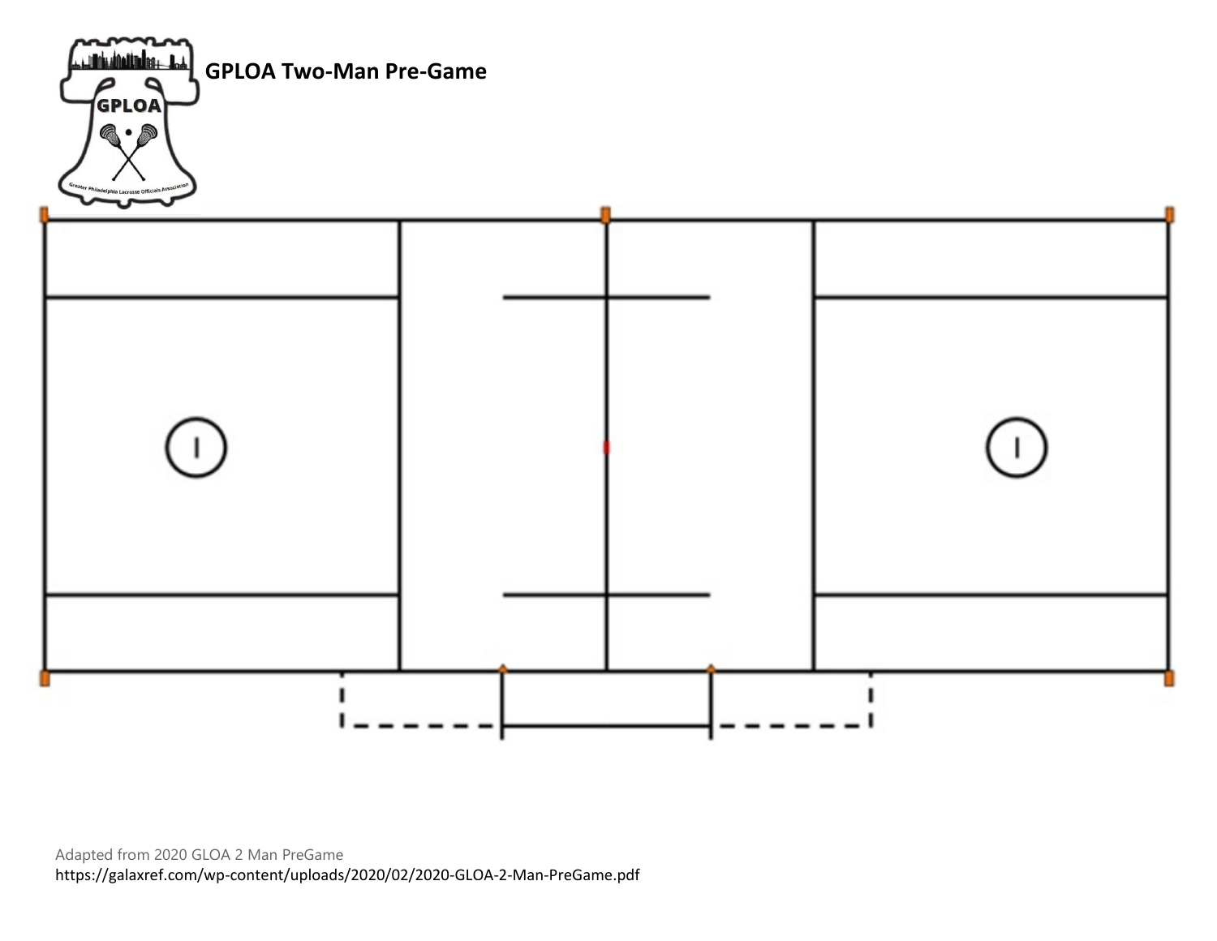# GPLOA Two-Man Pre-Game

Adapted from 2020 GLOA 2 Man PreGame
https://galaxref.com/wp-content/uploads/2020/02/2020-GLOA-2-Man-PreGame.pdf